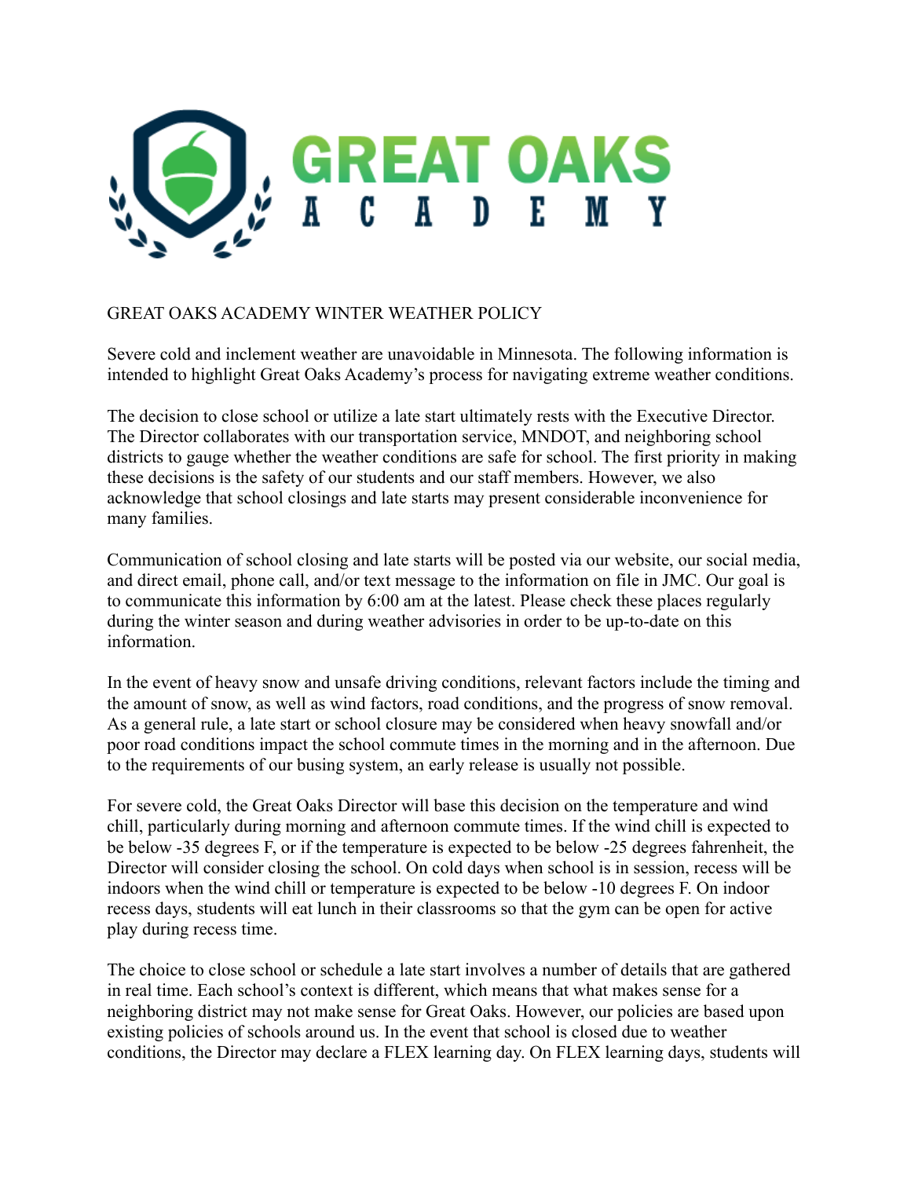# GREAT OAKS ACADEMY

GREAT OAKS ACADEMY WINTER WEATHER POLICY

Severe cold and inclement weather are unavoidable in Minnesota. The following information is intended to highlight Great Oaks Academy's process for navigating extreme weather conditions.

The decision to close school or utilize a late start ultimately rests with the Executive Director. The Director collaborates with our transportation service, MNDOT, and neighboring school districts to gauge whether the weather conditions are safe for school. The first priority in making these decisions is the safety of our students and our staff members. However, we also acknowledge that school closings and late starts may present considerable inconvenience for many families.

Communication of school closing and late starts will be posted via our website, our social media, and direct email, phone call, and/or text message to the information on file in JMC. Our goal is to communicate this information by 6:00 am at the latest. Please check these places regularly during the winter season and during weather advisories in order to be up-to-date on this information.

In the event of heavy snow and unsafe driving conditions, relevant factors include the timing and the amount of snow, as well as wind factors, road conditions, and the progress of snow removal. As a general rule, a late start or school closure may be considered when heavy snowfall and/or poor road conditions impact the school commute times in the morning and in the afternoon. Due to the requirements of our busing system, an early release is usually not possible.

For severe cold, the Great Oaks Director will base this decision on the temperature and wind chill, particularly during morning and afternoon commute times. If the wind chill is expected to be below -35 degrees F, or if the temperature is expected to be below -25 degrees fahrenheit, the Director will consider closing the school. On cold days when school is in session, recess will be indoors when the wind chill or temperature is expected to be below -10 degrees F. On indoor recess days, students will eat lunch in their classrooms so that the gym can be open for active play during recess time.

The choice to close school or schedule a late start involves a number of details that are gathered in real time. Each school's context is different, which means that what makes sense for a neighboring district may not make sense for Great Oaks. However, our policies are based upon existing policies of schools around us. In the event that school is closed due to weather conditions, the Director may declare a FLEX learning day. On FLEX learning days, students will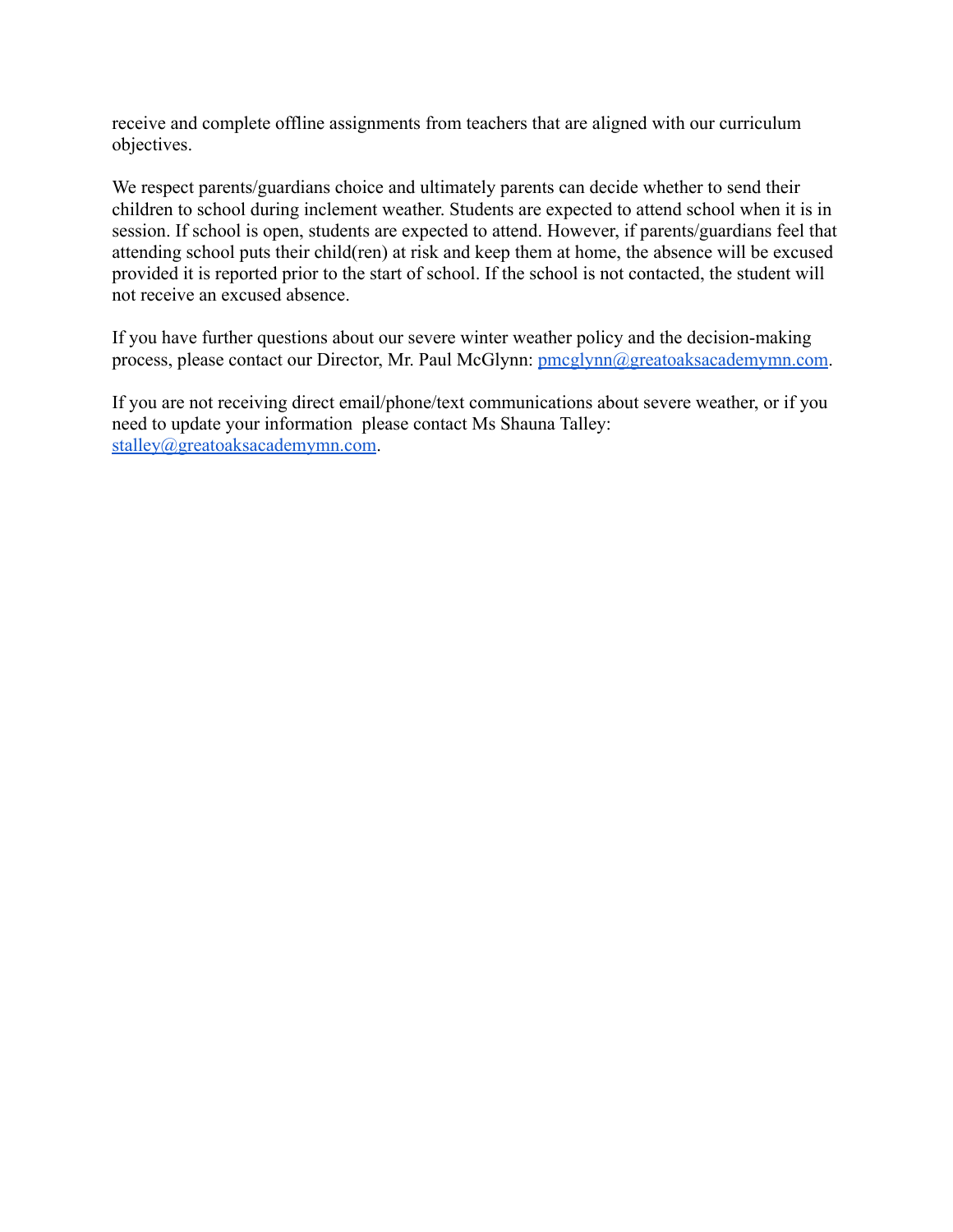receive and complete offline assignments from teachers that are aligned with our curriculum objectives.

We respect parents/guardians choice and ultimately parents can decide whether to send their children to school during inclement weather. Students are expected to attend school when it is in session. If school is open, students are expected to attend. However, if parents/guardians feel that attending school puts their child(ren) at risk and keep them at home, the absence will be excused provided it is reported prior to the start of school. If the school is not contacted, the student will not receive an excused absence.

If you have further questions about our severe winter weather policy and the decision-making process, please contact our Director, Mr. Paul McGlynn: pmcglynn@greatoaksacademymn.com.

If you are not receiving direct email/phone/text communications about severe weather, or if you need to update your information please contact Ms Shauna Talley: stalley@greatoaksacademymn.com.